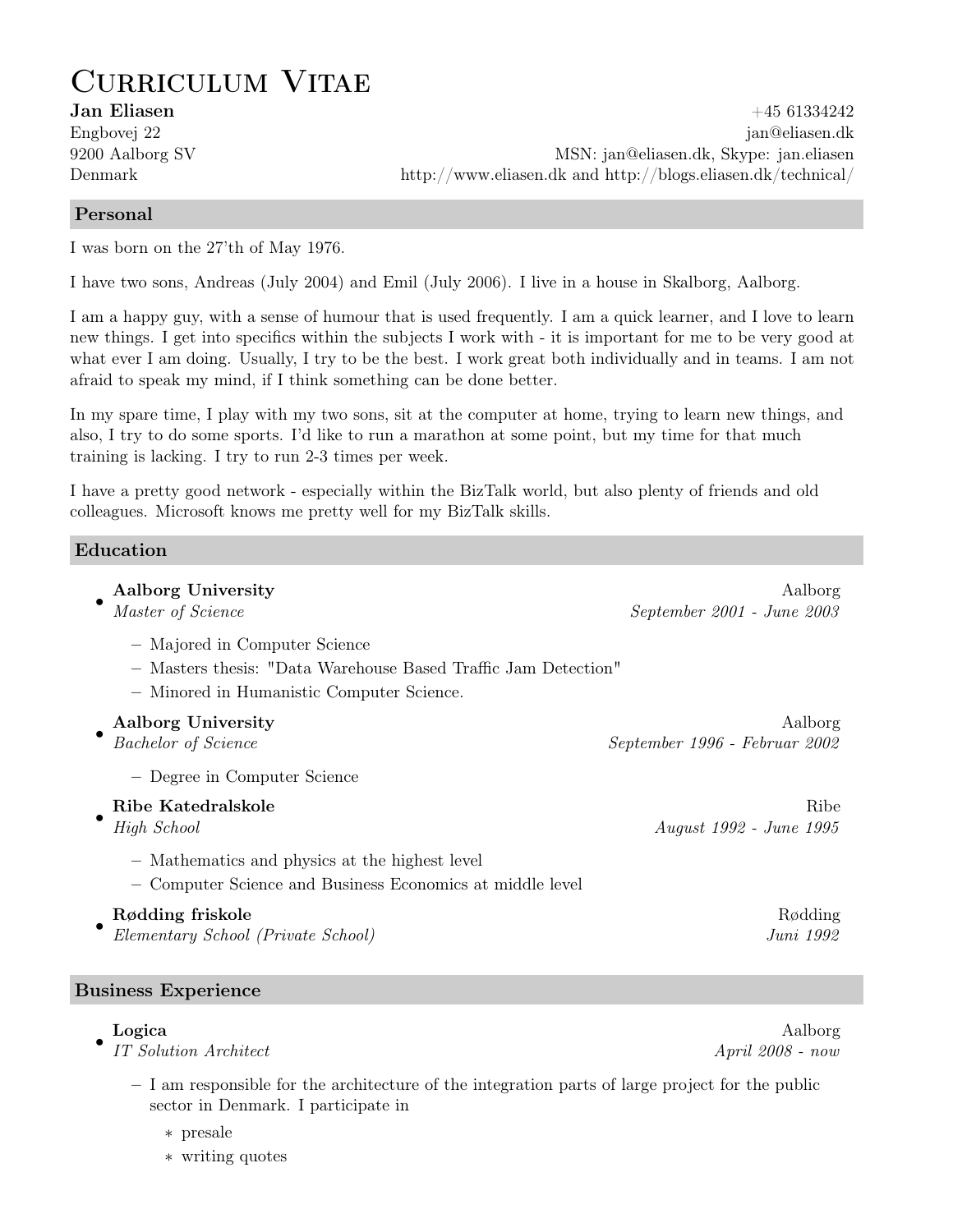# Curriculum Vitae

**Jan Eliasen**
Engbovej 22
9200 Aalborg SV
Denmark

+45 61334242
jan@eliasen.dk
MSN: jan@eliasen.dk, Skype: jan.eliasen
http://www.eliasen.dk and http://blogs.eliasen.dk/technical/

## Personal

I was born on the 27'th of May 1976.

I have two sons, Andreas (July 2004) and Emil (July 2006). I live in a house in Skalborg, Aalborg.

I am a happy guy, with a sense of humour that is used frequently. I am a quick learner, and I love to learn new things. I get into specifics within the subjects I work with - it is important for me to be very good at what ever I am doing. Usually, I try to be the best. I work great both individually and in teams. I am not afraid to speak my mind, if I think something can be done better.

In my spare time, I play with my two sons, sit at the computer at home, trying to learn new things, and also, I try to do some sports. I'd like to run a marathon at some point, but my time for that much training is lacking. I try to run 2-3 times per week.

I have a pretty good network - especially within the BizTalk world, but also plenty of friends and old colleagues. Microsoft knows me pretty well for my BizTalk skills.

## Education

- **Aalborg University** — Aalborg
  *Master of Science* — *September 2001 - June 2003*
  - Majored in Computer Science
  - Masters thesis: "Data Warehouse Based Traffic Jam Detection"
  - Minored in Humanistic Computer Science.
- **Aalborg University** — Aalborg
  *Bachelor of Science* — *September 1996 - Februar 2002*
  - Degree in Computer Science
- **Ribe Katedralskole** — Ribe
  *High School* — *August 1992 - June 1995*
  - Mathematics and physics at the highest level
  - Computer Science and Business Economics at middle level
- **Rødding friskole** — Rødding
  *Elementary School (Private School)* — *Juni 1992*

## Business Experience

- **Logica** — Aalborg
  *IT Solution Architect* — *April 2008 - now*
  - I am responsible for the architecture of the integration parts of large project for the public sector in Denmark. I participate in
    - presale
    - writing quotes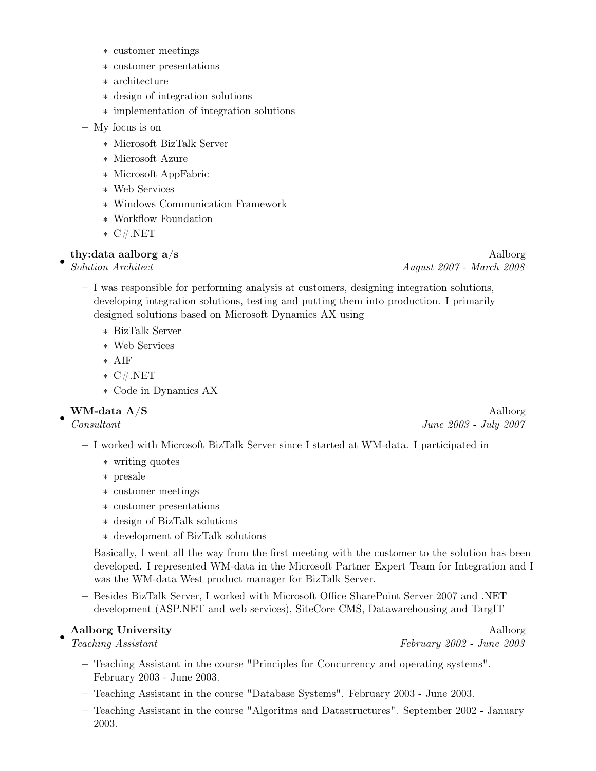- customer meetings
    - customer presentations
    - architecture
    - design of integration solutions
    - implementation of integration solutions
  - My focus is on
    - Microsoft BizTalk Server
    - Microsoft Azure
    - Microsoft AppFabric
    - Web Services
    - Windows Communication Framework
    - Workflow Foundation
    - C#.NET

- **thy:data aalborg a/s** — Aalborg
  *Solution Architect* — *August 2007 - March 2008*
  - I was responsible for performing analysis at customers, designing integration solutions, developing integration solutions, testing and putting them into production. I primarily designed solutions based on Microsoft Dynamics AX using
    - BizTalk Server
    - Web Services
    - AIF
    - C#.NET
    - Code in Dynamics AX

- **WM-data A/S** — Aalborg
  *Consultant* — *June 2003 - July 2007*
  - I worked with Microsoft BizTalk Server since I started at WM-data. I participated in
    - writing quotes
    - presale
    - customer meetings
    - customer presentations
    - design of BizTalk solutions
    - development of BizTalk solutions

    Basically, I went all the way from the first meeting with the customer to the solution has been developed. I represented WM-data in the Microsoft Partner Expert Team for Integration and I was the WM-data West product manager for BizTalk Server.
  - Besides BizTalk Server, I worked with Microsoft Office SharePoint Server 2007 and .NET development (ASP.NET and web services), SiteCore CMS, Datawarehousing and TargIT

- **Aalborg University** — Aalborg
  *Teaching Assistant* — *February 2002 - June 2003*
  - Teaching Assistant in the course "Principles for Concurrency and operating systems". February 2003 - June 2003.
  - Teaching Assistant in the course "Database Systems". February 2003 - June 2003.
  - Teaching Assistant in the course "Algoritms and Datastructures". September 2002 - January 2003.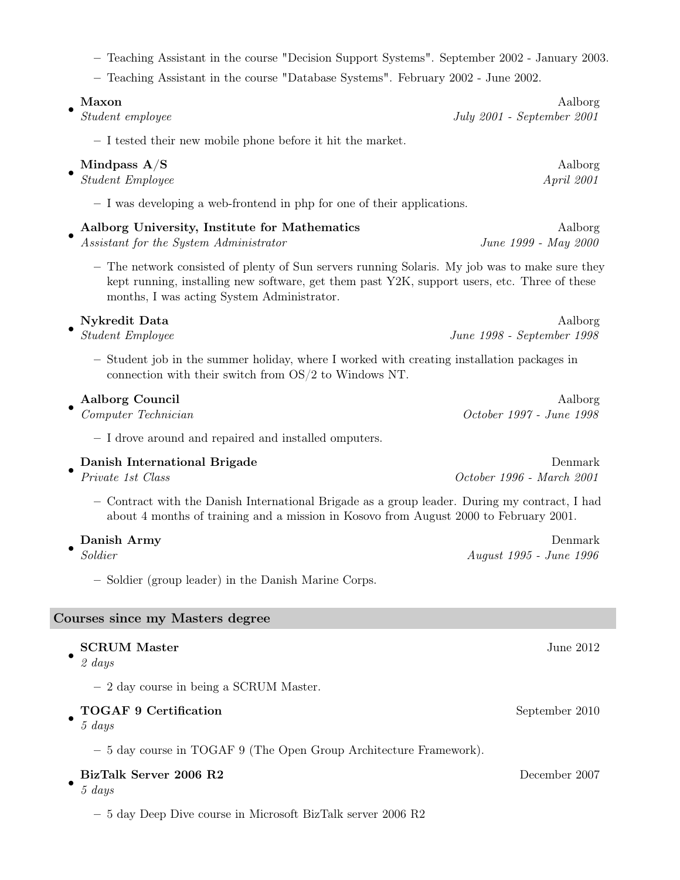- Teaching Assistant in the course "Decision Support Systems". September 2002 - January 2003.
  - Teaching Assistant in the course "Database Systems". February 2002 - June 2002.

- **Maxon** — Aalborg
  *Student employee* — *July 2001 - September 2001*
  - I tested their new mobile phone before it hit the market.

- **Mindpass A/S** — Aalborg
  *Student Employee* — *April 2001*
  - I was developing a web-frontend in php for one of their applications.

- **Aalborg University, Institute for Mathematics** — Aalborg
  *Assistant for the System Administrator* — *June 1999 - May 2000*
  - The network consisted of plenty of Sun servers running Solaris. My job was to make sure they kept running, installing new software, get them past Y2K, support users, etc. Three of these months, I was acting System Administrator.

- **Nykredit Data** — Aalborg
  *Student Employee* — *June 1998 - September 1998*
  - Student job in the summer holiday, where I worked with creating installation packages in connection with their switch from OS/2 to Windows NT.

- **Aalborg Council** — Aalborg
  *Computer Technician* — *October 1997 - June 1998*
  - I drove around and repaired and installed omputers.

- **Danish International Brigade** — Denmark
  *Private 1st Class* — *October 1996 - March 2001*
  - Contract with the Danish International Brigade as a group leader. During my contract, I had about 4 months of training and a mission in Kosovo from August 2000 to February 2001.

- **Danish Army** — Denmark
  *Soldier* — *August 1995 - June 1996*
  - Soldier (group leader) in the Danish Marine Corps.

## Courses since my Masters degree

- **SCRUM Master** — June 2012
  *2 days*
  - 2 day course in being a SCRUM Master.

- **TOGAF 9 Certification** — September 2010
  *5 days*
  - 5 day course in TOGAF 9 (The Open Group Architecture Framework).

- **BizTalk Server 2006 R2** — December 2007
  *5 days*
  - 5 day Deep Dive course in Microsoft BizTalk server 2006 R2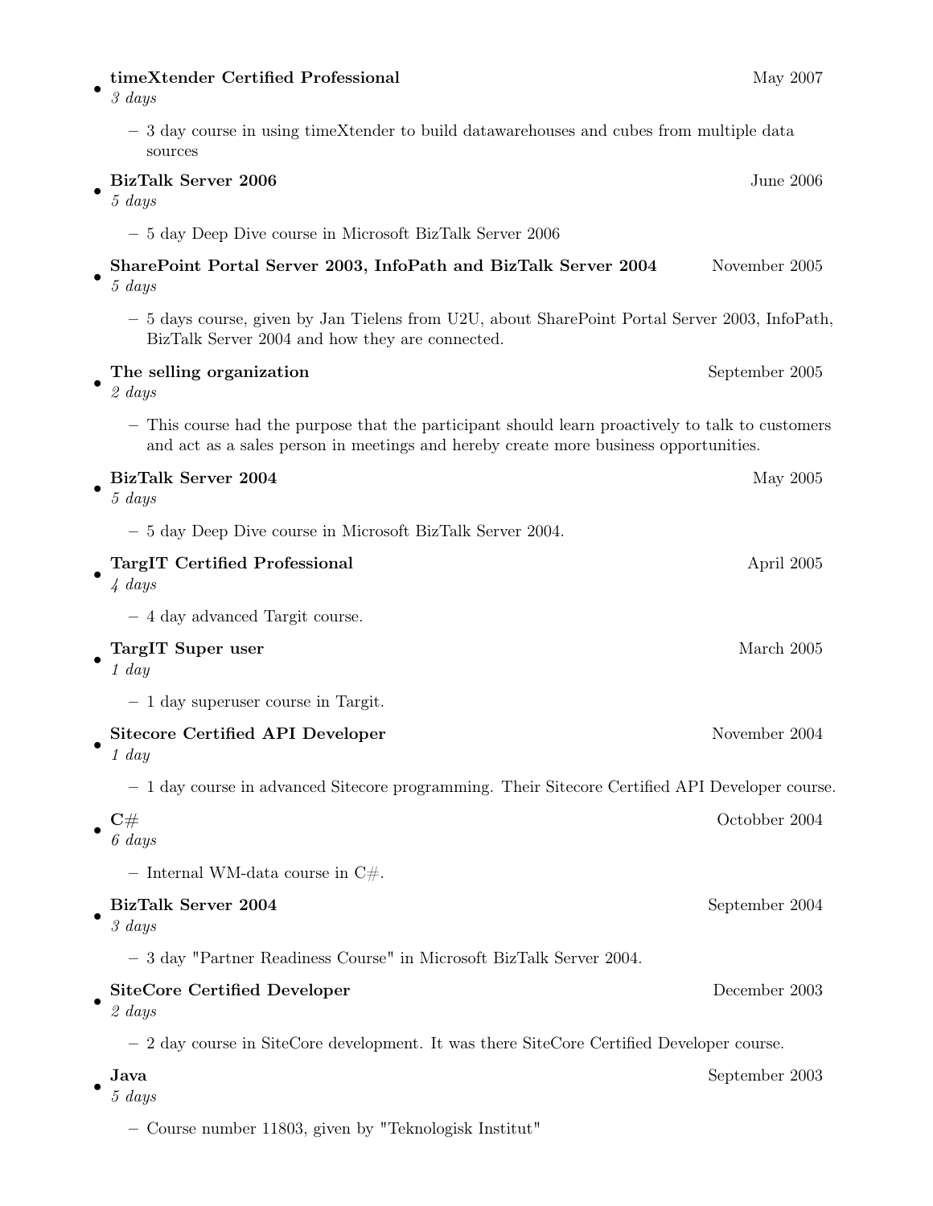- **timeXtender Certified Professional** May 2007
  *3 days*
  - 3 day course in using timeXtender to build datawarehouses and cubes from multiple data sources
- **BizTalk Server 2006** June 2006
  *5 days*
  - 5 day Deep Dive course in Microsoft BizTalk Server 2006
- **SharePoint Portal Server 2003, InfoPath and BizTalk Server 2004** November 2005
  *5 days*
  - 5 days course, given by Jan Tielens from U2U, about SharePoint Portal Server 2003, InfoPath, BizTalk Server 2004 and how they are connected.
- **The selling organization** September 2005
  *2 days*
  - This course had the purpose that the participant should learn proactively to talk to customers and act as a sales person in meetings and hereby create more business opportunities.
- **BizTalk Server 2004** May 2005
  *5 days*
  - 5 day Deep Dive course in Microsoft BizTalk Server 2004.
- **TargIT Certified Professional** April 2005
  *4 days*
  - 4 day advanced Targit course.
- **TargIT Super user** March 2005
  *1 day*
  - 1 day superuser course in Targit.
- **Sitecore Certified API Developer** November 2004
  *1 day*
  - 1 day course in advanced Sitecore programming. Their Sitecore Certified API Developer course.
- **C#** Octobber 2004
  *6 days*
  - Internal WM-data course in C#.
- **BizTalk Server 2004** September 2004
  *3 days*
  - 3 day "Partner Readiness Course" in Microsoft BizTalk Server 2004.
- **SiteCore Certified Developer** December 2003
  *2 days*
  - 2 day course in SiteCore development. It was there SiteCore Certified Developer course.
- **Java** September 2003
  *5 days*
  - Course number 11803, given by "Teknologisk Institut"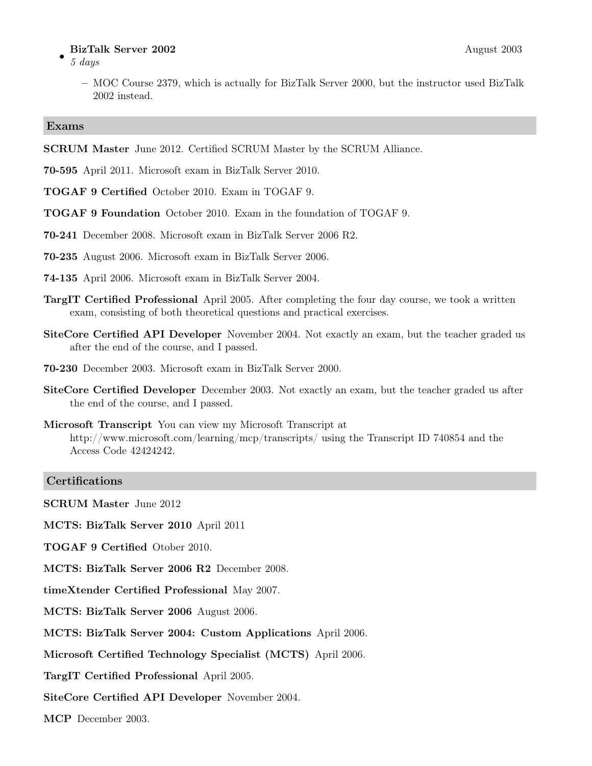- **BizTalk Server 2002** August 2003
  *5 days*
  - MOC Course 2379, which is actually for BizTalk Server 2000, but the instructor used BizTalk 2002 instead.

## Exams

**SCRUM Master** June 2012. Certified SCRUM Master by the SCRUM Alliance.

**70-595** April 2011. Microsoft exam in BizTalk Server 2010.

**TOGAF 9 Certified** October 2010. Exam in TOGAF 9.

**TOGAF 9 Foundation** October 2010. Exam in the foundation of TOGAF 9.

**70-241** December 2008. Microsoft exam in BizTalk Server 2006 R2.

**70-235** August 2006. Microsoft exam in BizTalk Server 2006.

**74-135** April 2006. Microsoft exam in BizTalk Server 2004.

**TargIT Certified Professional** April 2005. After completing the four day course, we took a written exam, consisting of both theoretical questions and practical exercises.

**SiteCore Certified API Developer** November 2004. Not exactly an exam, but the teacher graded us after the end of the course, and I passed.

**70-230** December 2003. Microsoft exam in BizTalk Server 2000.

**SiteCore Certified Developer** December 2003. Not exactly an exam, but the teacher graded us after the end of the course, and I passed.

**Microsoft Transcript** You can view my Microsoft Transcript at http://www.microsoft.com/learning/mcp/transcripts/ using the Transcript ID 740854 and the Access Code 42424242.

## Certifications

**SCRUM Master** June 2012

**MCTS: BizTalk Server 2010** April 2011

**TOGAF 9 Certified** Otober 2010.

**MCTS: BizTalk Server 2006 R2** December 2008.

**timeXtender Certified Professional** May 2007.

**MCTS: BizTalk Server 2006** August 2006.

**MCTS: BizTalk Server 2004: Custom Applications** April 2006.

**Microsoft Certified Technology Specialist (MCTS)** April 2006.

**TargIT Certified Professional** April 2005.

**SiteCore Certified API Developer** November 2004.

**MCP** December 2003.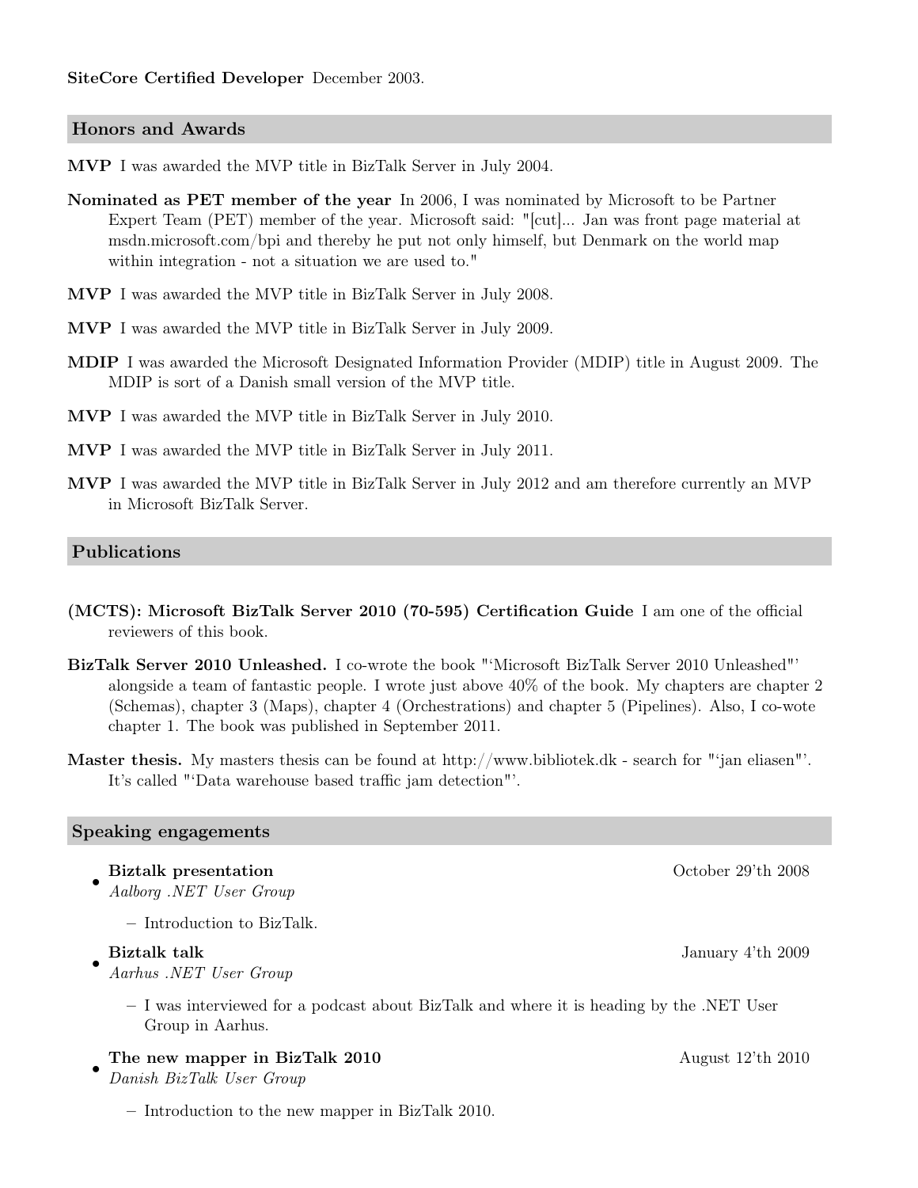**SiteCore Certified Developer** December 2003.

## Honors and Awards

**MVP** I was awarded the MVP title in BizTalk Server in July 2004.

**Nominated as PET member of the year** In 2006, I was nominated by Microsoft to be Partner Expert Team (PET) member of the year. Microsoft said: "[cut]... Jan was front page material at msdn.microsoft.com/bpi and thereby he put not only himself, but Denmark on the world map within integration - not a situation we are used to."

**MVP** I was awarded the MVP title in BizTalk Server in July 2008.

**MVP** I was awarded the MVP title in BizTalk Server in July 2009.

**MDIP** I was awarded the Microsoft Designated Information Provider (MDIP) title in August 2009. The MDIP is sort of a Danish small version of the MVP title.

**MVP** I was awarded the MVP title in BizTalk Server in July 2010.

**MVP** I was awarded the MVP title in BizTalk Server in July 2011.

**MVP** I was awarded the MVP title in BizTalk Server in July 2012 and am therefore currently an MVP in Microsoft BizTalk Server.

## Publications

**(MCTS): Microsoft BizTalk Server 2010 (70-595) Certification Guide** I am one of the official reviewers of this book.

**BizTalk Server 2010 Unleashed.** I co-wrote the book "'Microsoft BizTalk Server 2010 Unleashed"' alongside a team of fantastic people. I wrote just above 40% of the book. My chapters are chapter 2 (Schemas), chapter 3 (Maps), chapter 4 (Orchestrations) and chapter 5 (Pipelines). Also, I co-wote chapter 1. The book was published in September 2011.

**Master thesis.** My masters thesis can be found at http://www.bibliotek.dk - search for "'jan eliasen"'. It's called "'Data warehouse based traffic jam detection"'.

## Speaking engagements

- **Biztalk presentation** — October 29'th 2008
  *Aalborg .NET User Group*
  - Introduction to BizTalk.
- **Biztalk talk** — January 4'th 2009
  *Aarhus .NET User Group*
  - I was interviewed for a podcast about BizTalk and where it is heading by the .NET User Group in Aarhus.
- **The new mapper in BizTalk 2010** — August 12'th 2010
  *Danish BizTalk User Group*
  - Introduction to the new mapper in BizTalk 2010.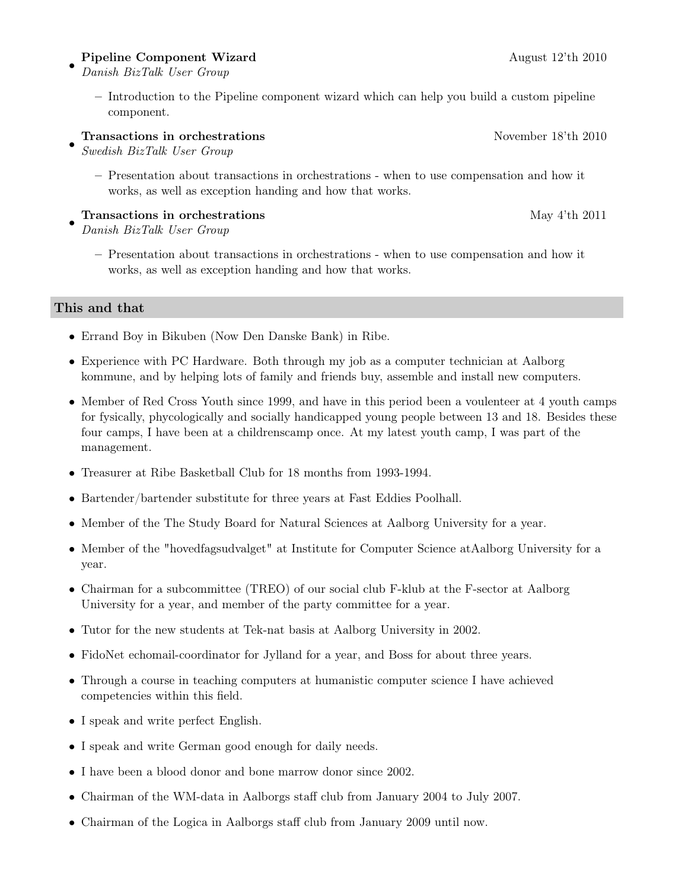- **Pipeline Component Wizard** August 12'th 2010
  *Danish BizTalk User Group*
  - Introduction to the Pipeline component wizard which can help you build a custom pipeline component.
- **Transactions in orchestrations** November 18'th 2010
  *Swedish BizTalk User Group*
  - Presentation about transactions in orchestrations - when to use compensation and how it works, as well as exception handing and how that works.
- **Transactions in orchestrations** May 4'th 2011
  *Danish BizTalk User Group*
  - Presentation about transactions in orchestrations - when to use compensation and how it works, as well as exception handing and how that works.

## This and that

- Errand Boy in Bikuben (Now Den Danske Bank) in Ribe.
- Experience with PC Hardware. Both through my job as a computer technician at Aalborg kommune, and by helping lots of family and friends buy, assemble and install new computers.
- Member of Red Cross Youth since 1999, and have in this period been a voulenteer at 4 youth camps for fysically, phycologically and socially handicapped young people between 13 and 18. Besides these four camps, I have been at a childrenscamp once. At my latest youth camp, I was part of the management.
- Treasurer at Ribe Basketball Club for 18 months from 1993-1994.
- Bartender/bartender substitute for three years at Fast Eddies Poolhall.
- Member of the The Study Board for Natural Sciences at Aalborg University for a year.
- Member of the "hovedfagsudvalget" at Institute for Computer Science atAalborg University for a year.
- Chairman for a subcommittee (TREO) of our social club F-klub at the F-sector at Aalborg University for a year, and member of the party committee for a year.
- Tutor for the new students at Tek-nat basis at Aalborg University in 2002.
- FidoNet echomail-coordinator for Jylland for a year, and Boss for about three years.
- Through a course in teaching computers at humanistic computer science I have achieved competencies within this field.
- I speak and write perfect English.
- I speak and write German good enough for daily needs.
- I have been a blood donor and bone marrow donor since 2002.
- Chairman of the WM-data in Aalborgs staff club from January 2004 to July 2007.
- Chairman of the Logica in Aalborgs staff club from January 2009 until now.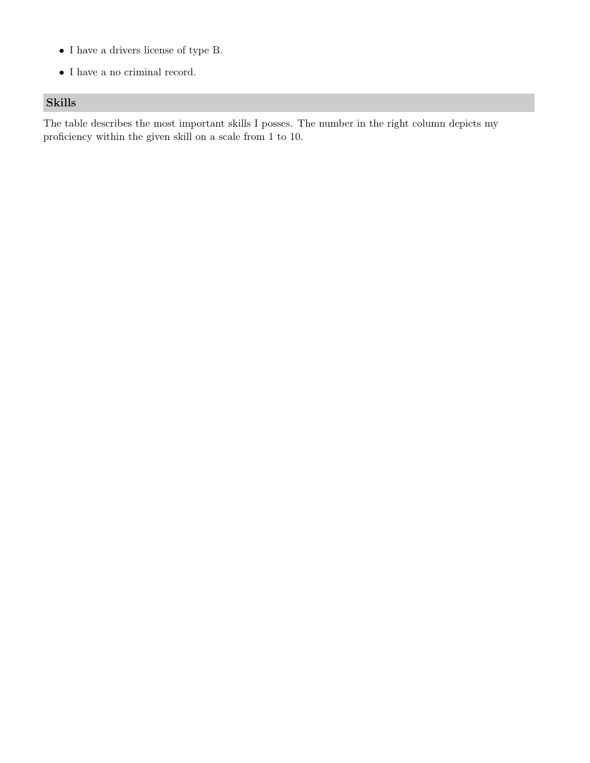- I have a drivers license of type B.
- I have a no criminal record.

## Skills

The table describes the most important skills I posses. The number in the right column depicts my proficiency within the given skill on a scale from 1 to 10.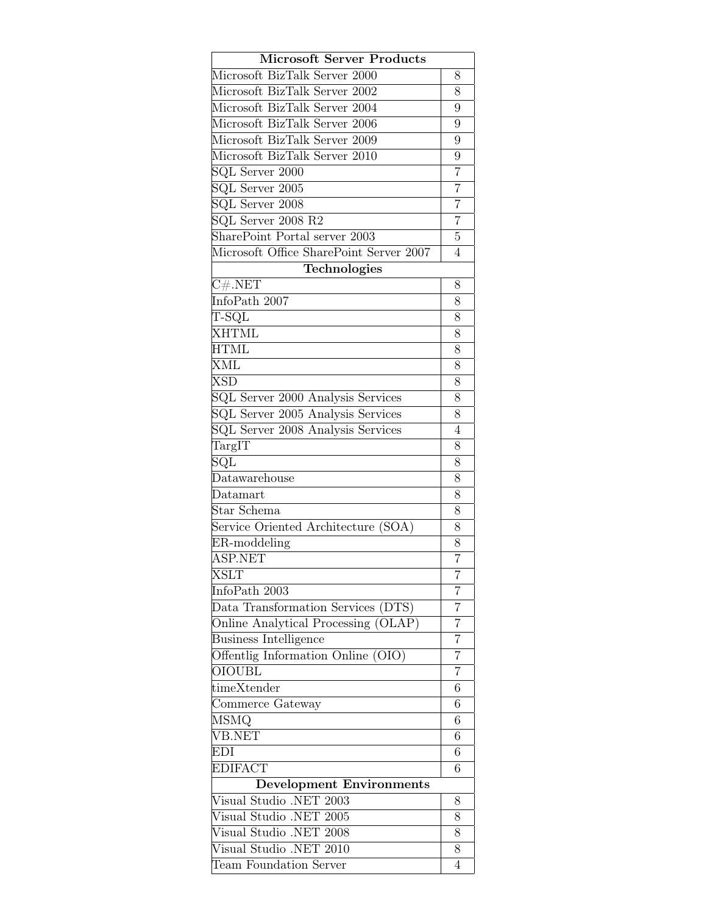| Microsoft Server Products | |
|---|---|
| Microsoft BizTalk Server 2000 | 8 |
| Microsoft BizTalk Server 2002 | 8 |
| Microsoft BizTalk Server 2004 | 9 |
| Microsoft BizTalk Server 2006 | 9 |
| Microsoft BizTalk Server 2009 | 9 |
| Microsoft BizTalk Server 2010 | 9 |
| SQL Server 2000 | 7 |
| SQL Server 2005 | 7 |
| SQL Server 2008 | 7 |
| SQL Server 2008 R2 | 7 |
| SharePoint Portal server 2003 | 5 |
| Microsoft Office SharePoint Server 2007 | 4 |
| **Technologies** | |
| C#.NET | 8 |
| InfoPath 2007 | 8 |
| T-SQL | 8 |
| XHTML | 8 |
| HTML | 8 |
| XML | 8 |
| XSD | 8 |
| SQL Server 2000 Analysis Services | 8 |
| SQL Server 2005 Analysis Services | 8 |
| SQL Server 2008 Analysis Services | 4 |
| TargIT | 8 |
| SQL | 8 |
| Datawarehouse | 8 |
| Datamart | 8 |
| Star Schema | 8 |
| Service Oriented Architecture (SOA) | 8 |
| ER-moddeling | 8 |
| ASP.NET | 7 |
| XSLT | 7 |
| InfoPath 2003 | 7 |
| Data Transformation Services (DTS) | 7 |
| Online Analytical Processing (OLAP) | 7 |
| Business Intelligence | 7 |
| Offentlig Information Online (OIO) | 7 |
| OIOUBL | 7 |
| timeXtender | 6 |
| Commerce Gateway | 6 |
| MSMQ | 6 |
| VB.NET | 6 |
| EDI | 6 |
| EDIFACT | 6 |
| **Development Environments** | |
| Visual Studio .NET 2003 | 8 |
| Visual Studio .NET 2005 | 8 |
| Visual Studio .NET 2008 | 8 |
| Visual Studio .NET 2010 | 8 |
| Team Foundation Server | 4 |